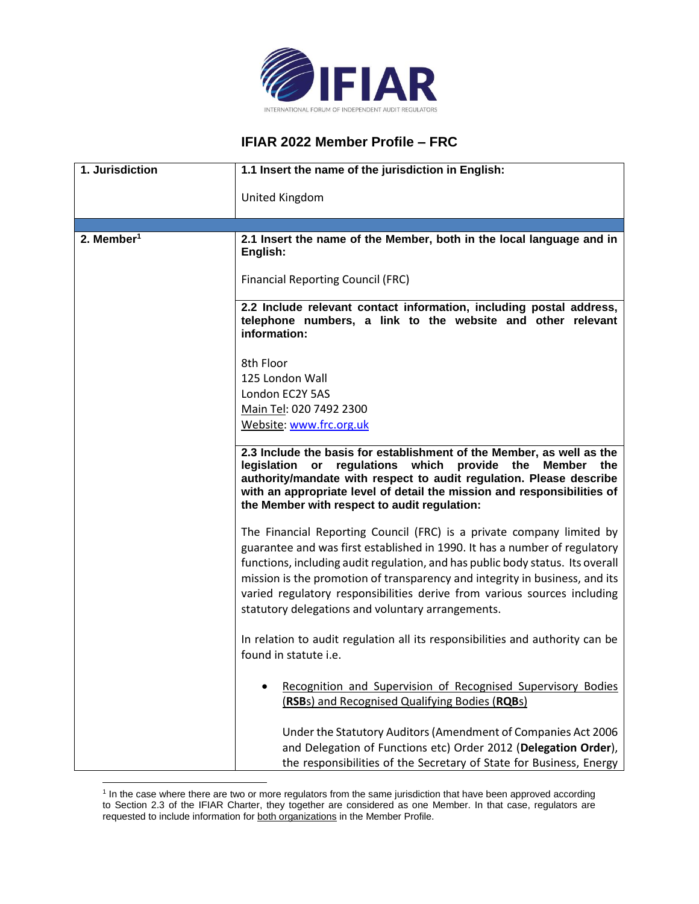# IFIAR 2022 Member Profile – FRC

| 1. Jurisdiction | 1.1 Insert the name of the jurisdiction in English:<br><br>United Kingdom |
|---|---|
| | |
| 2. Member[1] | **2.1 Insert the name of the Member, both in the local language and in English:**<br><br>Financial Reporting Council (FRC) |
| | **2.2 Include relevant contact information, including postal address, telephone numbers, a link to the website and other relevant information:**<br><br>8th Floor<br>125 London Wall<br>London EC2Y 5AS<br>Main Tel: 020 7492 2300<br>Website: www.frc.org.uk |
| | **2.3 Include the basis for establishment of the Member, as well as the legislation or regulations which provide the Member the authority/mandate with respect to audit regulation. Please describe with an appropriate level of detail the mission and responsibilities of the Member with respect to audit regulation:**<br><br>The Financial Reporting Council (FRC) is a private company limited by guarantee and was first established in 1990. It has a number of regulatory functions, including audit regulation, and has public body status. Its overall mission is the promotion of transparency and integrity in business, and its varied regulatory responsibilities derive from various sources including statutory delegations and voluntary arrangements.<br><br>In relation to audit regulation all its responsibilities and authority can be found in statute i.e.<br><br>• Recognition and Supervision of Recognised Supervisory Bodies (**RSB**s) and Recognised Qualifying Bodies (**RQB**s)<br><br>Under the Statutory Auditors (Amendment of Companies Act 2006 and Delegation of Functions etc) Order 2012 (**Delegation Order**), the responsibilities of the Secretary of State for Business, Energy |

[1] In the case where there are two or more regulators from the same jurisdiction that have been approved according to Section 2.3 of the IFIAR Charter, they together are considered as one Member. In that case, regulators are requested to include information for both organizations in the Member Profile.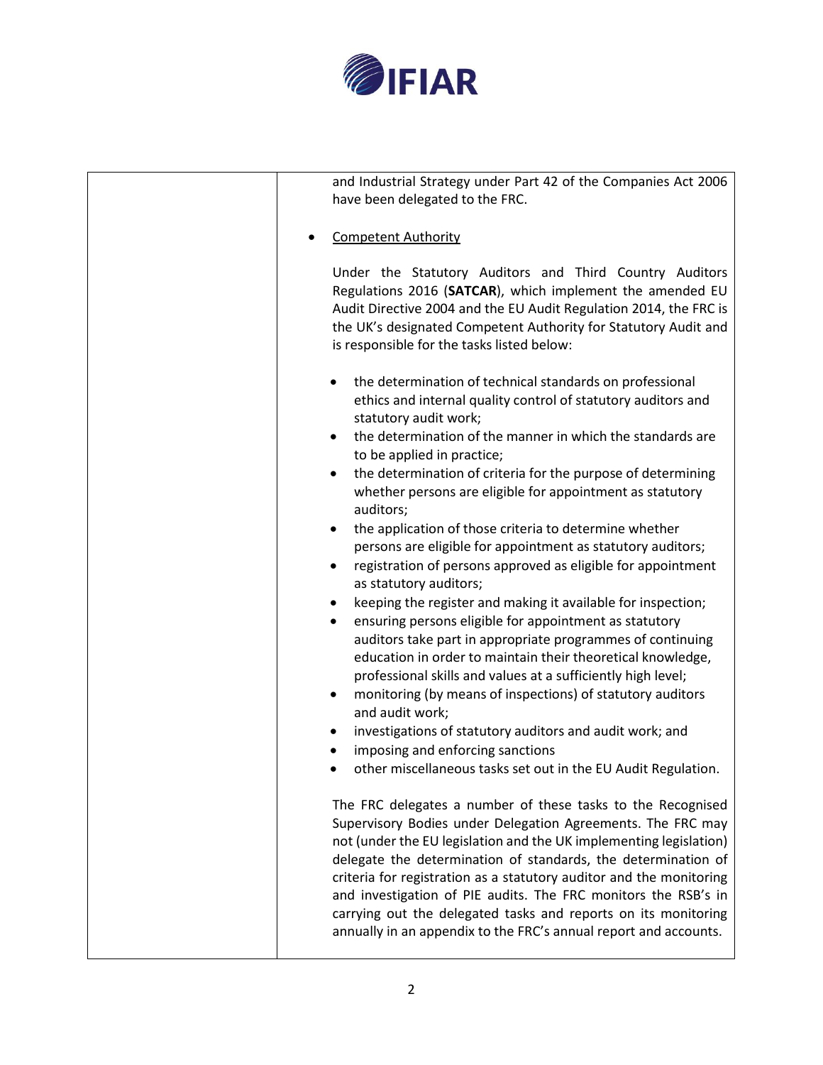| | and Industrial Strategy under Part 42 of the Companies Act 2006 have been delegated to the FRC.<br><br>• <u>Competent Authority</u><br><br>Under the Statutory Auditors and Third Country Auditors Regulations 2016 (**SATCAR**), which implement the amended EU Audit Directive 2004 and the EU Audit Regulation 2014, the FRC is the UK's designated Competent Authority for Statutory Audit and is responsible for the tasks listed below:<br><br>• the determination of technical standards on professional ethics and internal quality control of statutory auditors and statutory audit work;<br>• the determination of the manner in which the standards are to be applied in practice;<br>• the determination of criteria for the purpose of determining whether persons are eligible for appointment as statutory auditors;<br>• the application of those criteria to determine whether persons are eligible for appointment as statutory auditors;<br>• registration of persons approved as eligible for appointment as statutory auditors;<br>• keeping the register and making it available for inspection;<br>• ensuring persons eligible for appointment as statutory auditors take part in appropriate programmes of continuing education in order to maintain their theoretical knowledge, professional skills and values at a sufficiently high level;<br>• monitoring (by means of inspections) of statutory auditors and audit work;<br>• investigations of statutory auditors and audit work; and<br>• imposing and enforcing sanctions<br>• other miscellaneous tasks set out in the EU Audit Regulation.<br><br>The FRC delegates a number of these tasks to the Recognised Supervisory Bodies under Delegation Agreements. The FRC may not (under the EU legislation and the UK implementing legislation) delegate the determination of standards, the determination of criteria for registration as a statutory auditor and the monitoring and investigation of PIE audits. The FRC monitors the RSB's in carrying out the delegated tasks and reports on its monitoring annually in an appendix to the FRC's annual report and accounts. |
|---|---|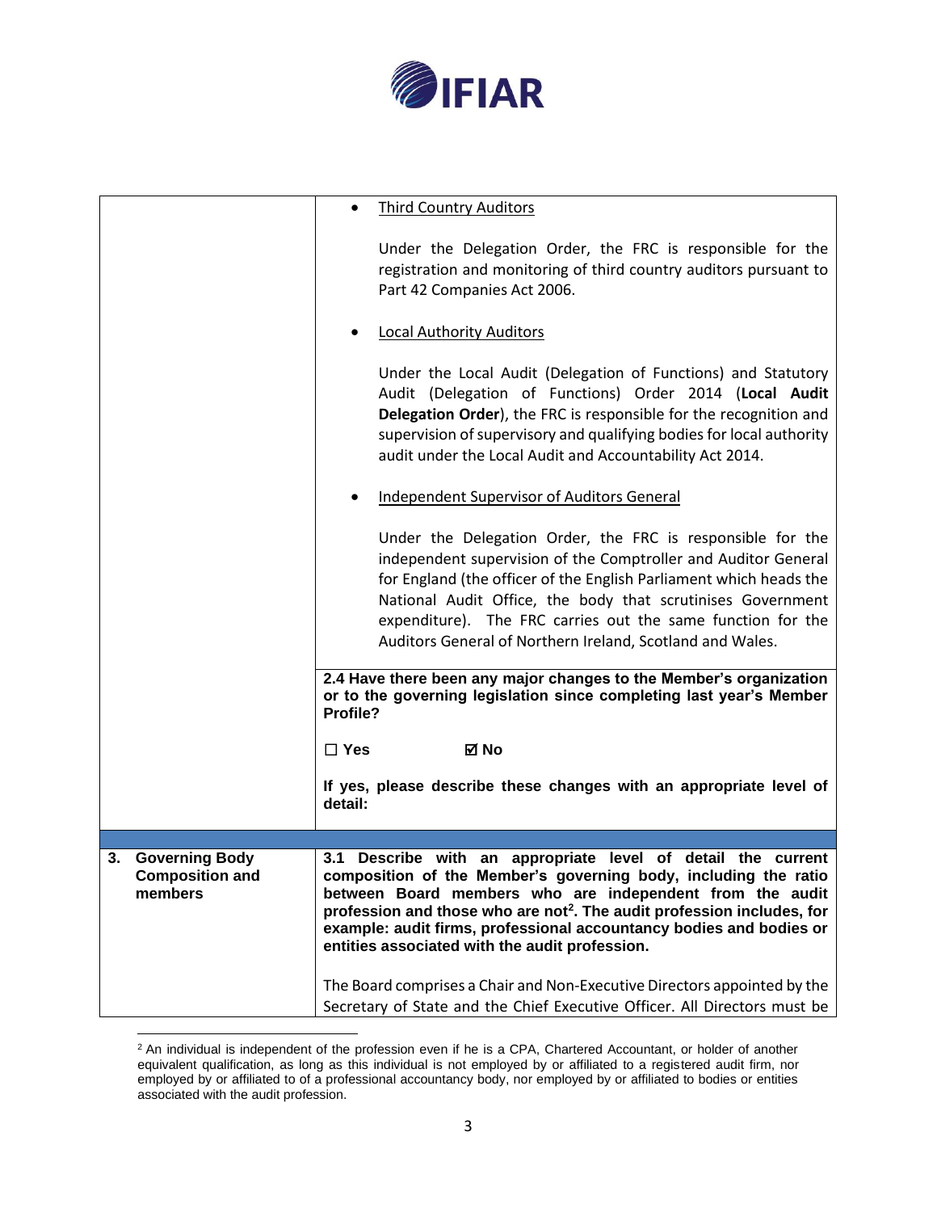| | |
|---|---|
| | • <u>Third Country Auditors</u><br><br>Under the Delegation Order, the FRC is responsible for the registration and monitoring of third country auditors pursuant to Part 42 Companies Act 2006.<br><br>• <u>Local Authority Auditors</u><br><br>Under the Local Audit (Delegation of Functions) and Statutory Audit (Delegation of Functions) Order 2014 (**Local Audit Delegation Order**), the FRC is responsible for the recognition and supervision of supervisory and qualifying bodies for local authority audit under the Local Audit and Accountability Act 2014.<br><br>• <u>Independent Supervisor of Auditors General</u><br><br>Under the Delegation Order, the FRC is responsible for the independent supervision of the Comptroller and Auditor General for England (the officer of the English Parliament which heads the National Audit Office, the body that scrutinises Government expenditure). The FRC carries out the same function for the Auditors General of Northern Ireland, Scotland and Wales. |
| | **2.4 Have there been any major changes to the Member's organization or to the governing legislation since completing last year's Member Profile?**<br><br>☐ **Yes** ☑ **No**<br><br>**If yes, please describe these changes with an appropriate level of detail:** |
| | |
| **3. Governing Body Composition and members** | **3.1 Describe with an appropriate level of detail the current composition of the Member's governing body, including the ratio between Board members who are independent from the audit profession and those who are not[2]. The audit profession includes, for example: audit firms, professional accountancy bodies and bodies or entities associated with the audit profession.**<br><br>The Board comprises a Chair and Non-Executive Directors appointed by the Secretary of State and the Chief Executive Officer. All Directors must be |

[2] An individual is independent of the profession even if he is a CPA, Chartered Accountant, or holder of another equivalent qualification, as long as this individual is not employed by or affiliated to a registered audit firm, nor employed by or affiliated to of a professional accountancy body, nor employed by or affiliated to bodies or entities associated with the audit profession.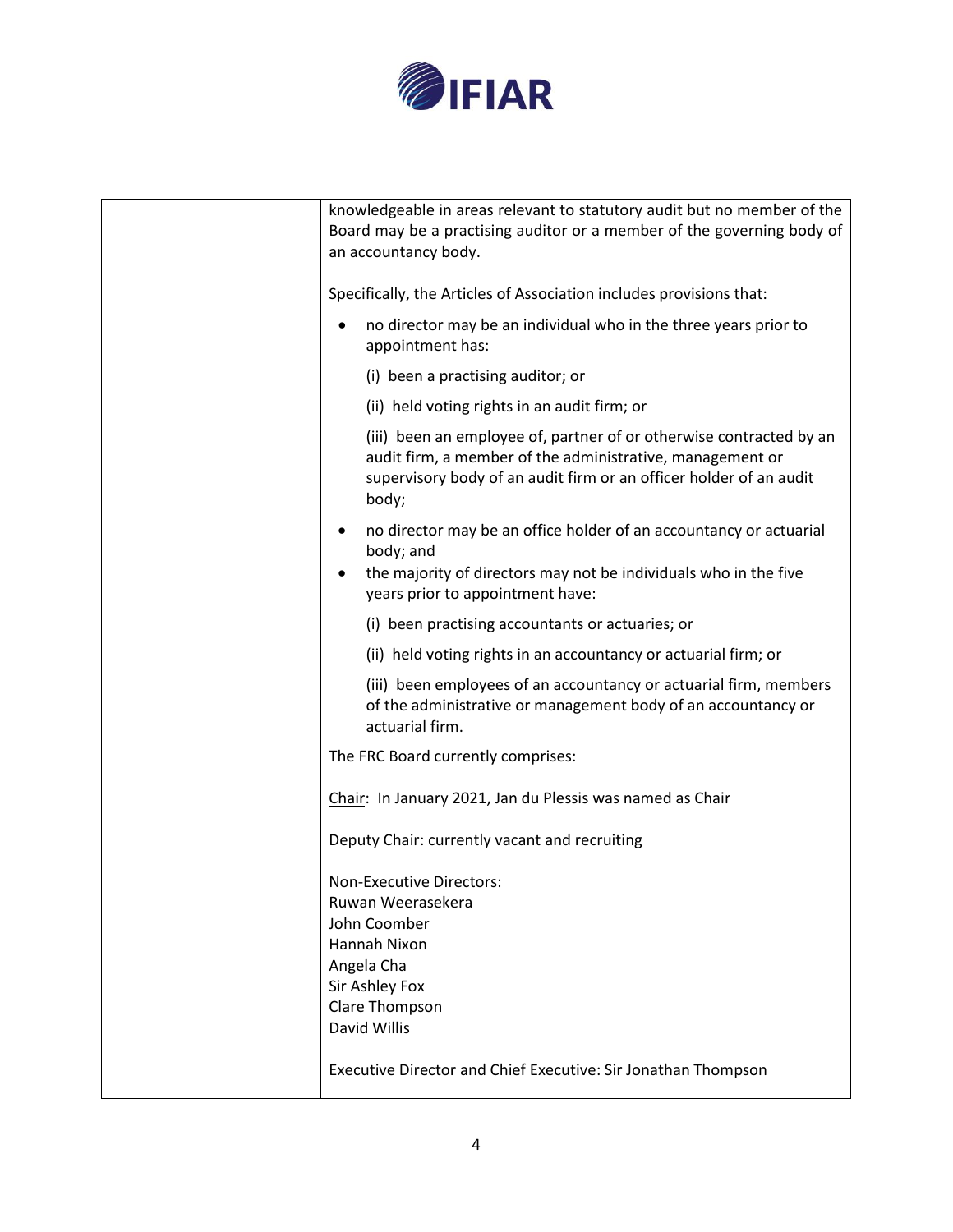| | knowledgeable in areas relevant to statutory audit but no member of the Board may be a practising auditor or a member of the governing body of an accountancy body.<br><br>Specifically, the Articles of Association includes provisions that:<br><br>• no director may be an individual who in the three years prior to appointment has:<br>(i) been a practising auditor; or<br>(ii) held voting rights in an audit firm; or<br>(iii) been an employee of, partner of or otherwise contracted by an audit firm, a member of the administrative, management or supervisory body of an audit firm or an officer holder of an audit body;<br>• no director may be an office holder of an accountancy or actuarial body; and<br>• the majority of directors may not be individuals who in the five years prior to appointment have:<br>(i) been practising accountants or actuaries; or<br>(ii) held voting rights in an accountancy or actuarial firm; or<br>(iii) been employees of an accountancy or actuarial firm, members of the administrative or management body of an accountancy or actuarial firm.<br><br>The FRC Board currently comprises:<br><br>Chair: In January 2021, Jan du Plessis was named as Chair<br><br>Deputy Chair: currently vacant and recruiting<br><br>Non-Executive Directors:<br>Ruwan Weerasekera<br>John Coomber<br>Hannah Nixon<br>Angela Cha<br>Sir Ashley Fox<br>Clare Thompson<br>David Willis<br><br>Executive Director and Chief Executive: Sir Jonathan Thompson |
|---|---|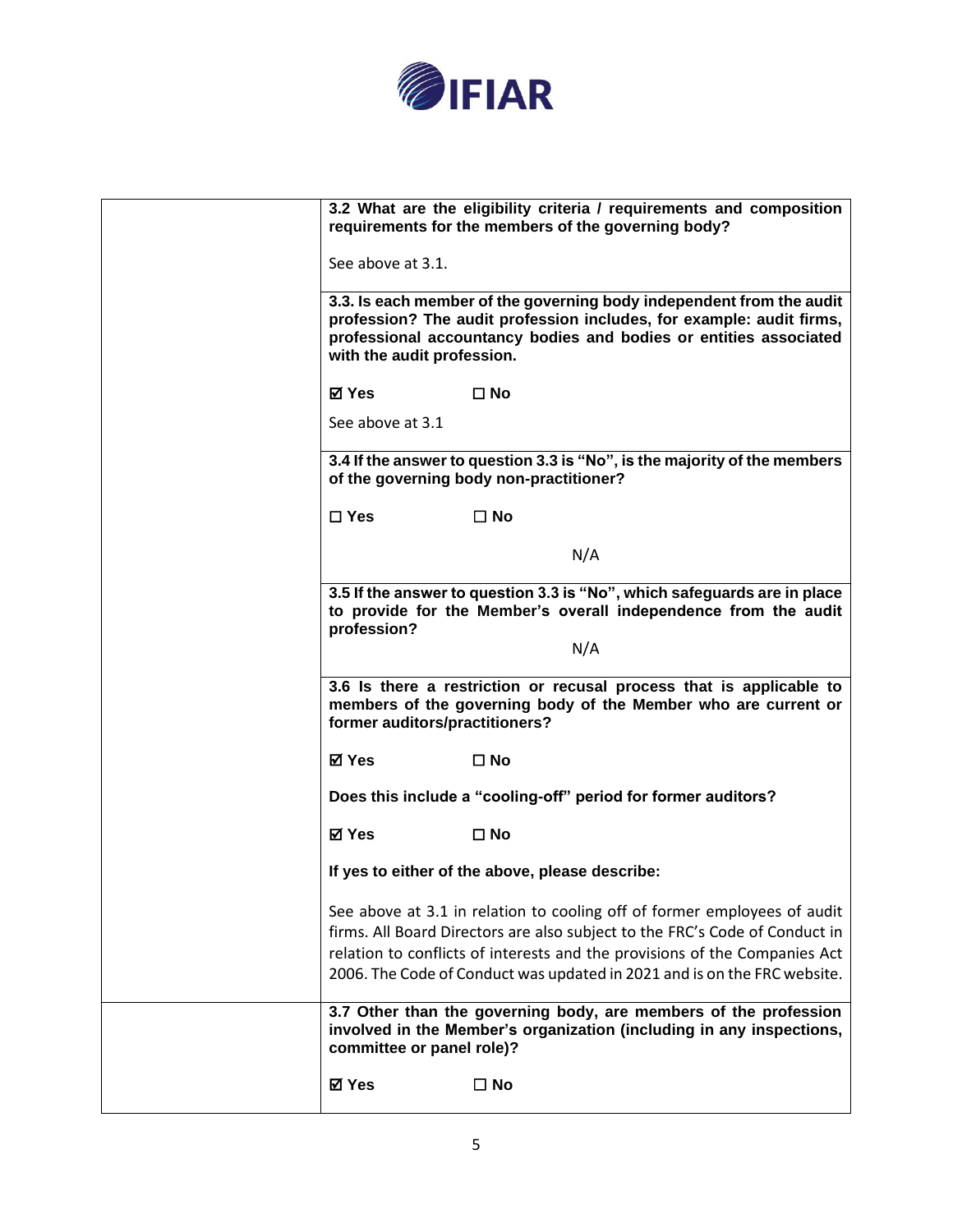| | |
|---|---|
| | **3.2 What are the eligibility criteria / requirements and composition requirements for the members of the governing body?**<br><br>See above at 3.1. |
| | **3.3. Is each member of the governing body independent from the audit profession? The audit profession includes, for example: audit firms, professional accountancy bodies and bodies or entities associated with the audit profession.**<br><br>☑ **Yes** ☐ **No**<br><br>See above at 3.1 |
| | **3.4 If the answer to question 3.3 is "No", is the majority of the members of the governing body non-practitioner?**<br><br>☐ **Yes** ☐ **No**<br><br>N/A |
| | **3.5 If the answer to question 3.3 is "No", which safeguards are in place to provide for the Member's overall independence from the audit profession?**<br><br>N/A |
| | **3.6 Is there a restriction or recusal process that is applicable to members of the governing body of the Member who are current or former auditors/practitioners?**<br><br>☑ **Yes** ☐ **No**<br><br>**Does this include a "cooling-off" period for former auditors?**<br><br>☑ **Yes** ☐ **No**<br><br>**If yes to either of the above, please describe:**<br><br>See above at 3.1 in relation to cooling off of former employees of audit firms. All Board Directors are also subject to the FRC's Code of Conduct in relation to conflicts of interests and the provisions of the Companies Act 2006. The Code of Conduct was updated in 2021 and is on the FRC website. |
| | **3.7 Other than the governing body, are members of the profession involved in the Member's organization (including in any inspections, committee or panel role)?**<br><br>☑ **Yes** ☐ **No** |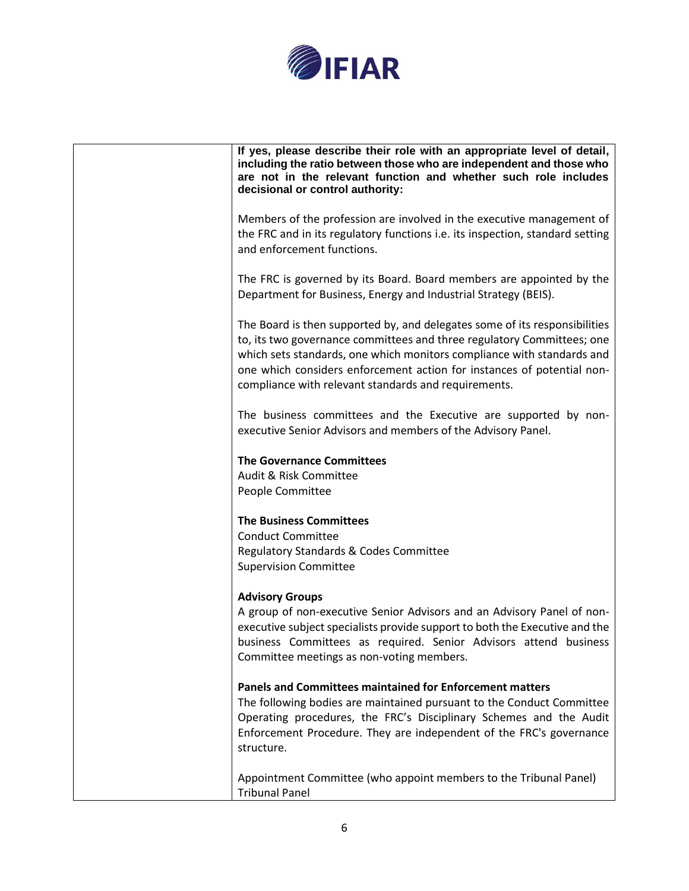| | **If yes, please describe their role with an appropriate level of detail, including the ratio between those who are independent and those who are not in the relevant function and whether such role includes decisional or control authority:**<br><br>Members of the profession are involved in the executive management of the FRC and in its regulatory functions i.e. its inspection, standard setting and enforcement functions.<br><br>The FRC is governed by its Board. Board members are appointed by the Department for Business, Energy and Industrial Strategy (BEIS).<br><br>The Board is then supported by, and delegates some of its responsibilities to, its two governance committees and three regulatory Committees; one which sets standards, one which monitors compliance with standards and one which considers enforcement action for instances of potential non-compliance with relevant standards and requirements.<br><br>The business committees and the Executive are supported by non-executive Senior Advisors and members of the Advisory Panel.<br><br>**The Governance Committees**<br>Audit & Risk Committee<br>People Committee<br><br>**The Business Committees**<br>Conduct Committee<br>Regulatory Standards & Codes Committee<br>Supervision Committee<br><br>**Advisory Groups**<br>A group of non-executive Senior Advisors and an Advisory Panel of non-executive subject specialists provide support to both the Executive and the business Committees as required. Senior Advisors attend business Committee meetings as non-voting members.<br><br>**Panels and Committees maintained for Enforcement matters**<br>The following bodies are maintained pursuant to the Conduct Committee Operating procedures, the FRC's Disciplinary Schemes and the Audit Enforcement Procedure. They are independent of the FRC's governance structure.<br><br>Appointment Committee (who appoint members to the Tribunal Panel)<br>Tribunal Panel |
|---|---|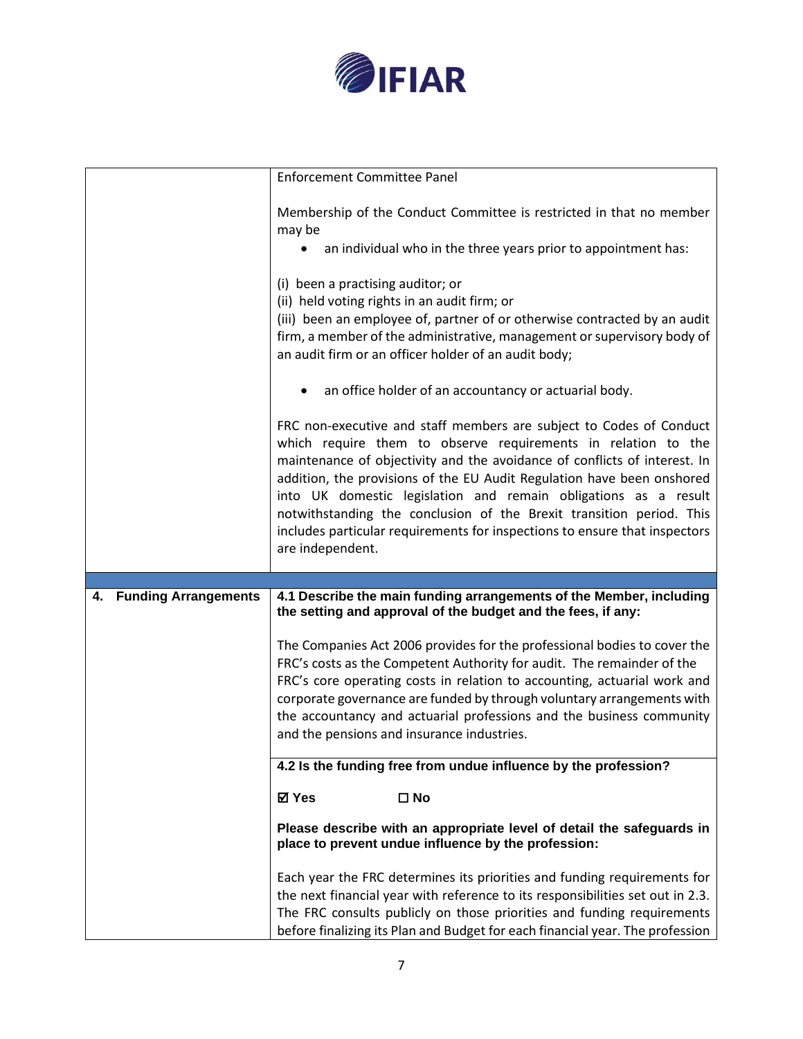| | |
|---|---|
| | Enforcement Committee Panel<br><br>Membership of the Conduct Committee is restricted in that no member may be<br>• an individual who in the three years prior to appointment has:<br><br>(i) been a practising auditor; or<br>(ii) held voting rights in an audit firm; or<br>(iii) been an employee of, partner of or otherwise contracted by an audit firm, a member of the administrative, management or supervisory body of an audit firm or an officer holder of an audit body;<br><br>• an office holder of an accountancy or actuarial body.<br><br>FRC non-executive and staff members are subject to Codes of Conduct which require them to observe requirements in relation to the maintenance of objectivity and the avoidance of conflicts of interest. In addition, the provisions of the EU Audit Regulation have been onshored into UK domestic legislation and remain obligations as a result notwithstanding the conclusion of the Brexit transition period. This includes particular requirements for inspections to ensure that inspectors are independent. |
| | |
| **4. Funding Arrangements** | **4.1 Describe the main funding arrangements of the Member, including the setting and approval of the budget and the fees, if any:**<br><br>The Companies Act 2006 provides for the professional bodies to cover the FRC's costs as the Competent Authority for audit. The remainder of the FRC's core operating costs in relation to accounting, actuarial work and corporate governance are funded by through voluntary arrangements with the accountancy and actuarial professions and the business community and the pensions and insurance industries. |
| | **4.2 Is the funding free from undue influence by the profession?**<br><br>**☑ Yes ☐ No**<br><br>**Please describe with an appropriate level of detail the safeguards in place to prevent undue influence by the profession:**<br><br>Each year the FRC determines its priorities and funding requirements for the next financial year with reference to its responsibilities set out in 2.3. The FRC consults publicly on those priorities and funding requirements before finalizing its Plan and Budget for each financial year. The profession |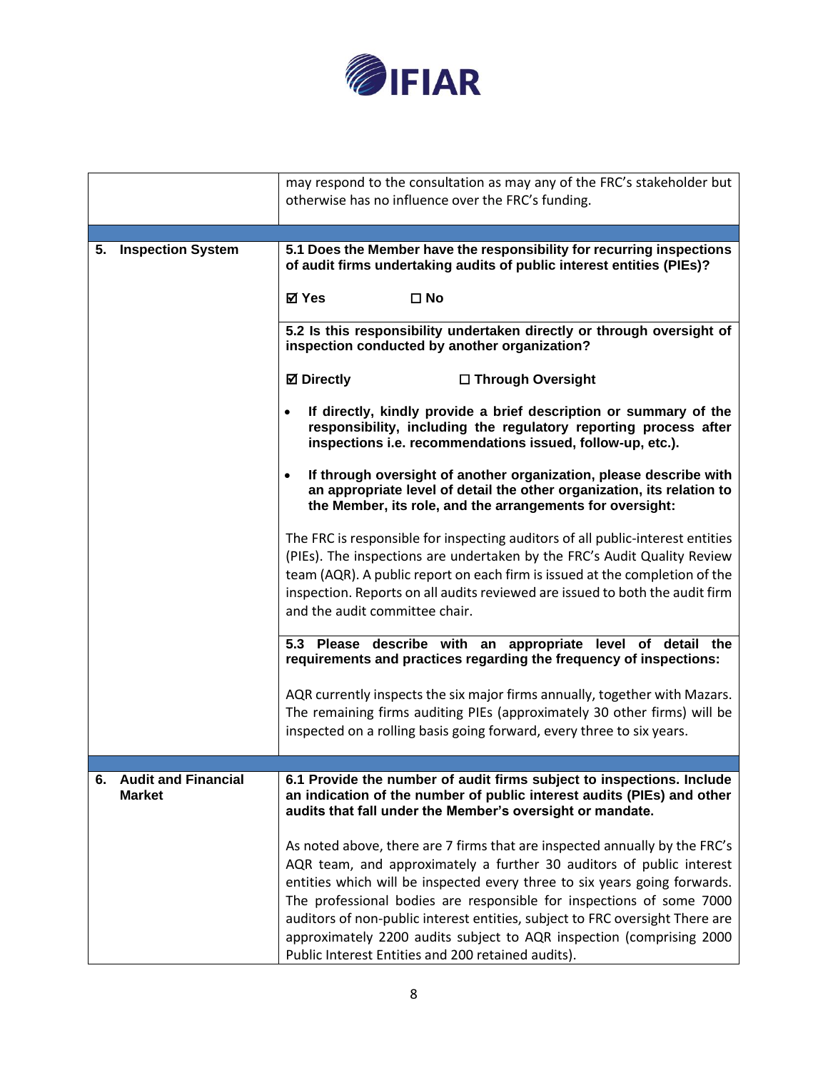| | |
|---|---|
| | may respond to the consultation as may any of the FRC's stakeholder but otherwise has no influence over the FRC's funding. |
| | |
| **5. Inspection System** | **5.1 Does the Member have the responsibility for recurring inspections of audit firms undertaking audits of public interest entities (PIEs)?**<br><br>**☑ Yes ☐ No** |
| | **5.2 Is this responsibility undertaken directly or through oversight of inspection conducted by another organization?**<br><br>**☑ Directly ☐ Through Oversight**<br><br>• **If directly, kindly provide a brief description or summary of the responsibility, including the regulatory reporting process after inspections i.e. recommendations issued, follow-up, etc.).**<br><br>• **If through oversight of another organization, please describe with an appropriate level of detail the other organization, its relation to the Member, its role, and the arrangements for oversight:**<br><br>The FRC is responsible for inspecting auditors of all public-interest entities (PIEs). The inspections are undertaken by the FRC's Audit Quality Review team (AQR). A public report on each firm is issued at the completion of the inspection. Reports on all audits reviewed are issued to both the audit firm and the audit committee chair. |
| | **5.3 Please describe with an appropriate level of detail the requirements and practices regarding the frequency of inspections:**<br><br>AQR currently inspects the six major firms annually, together with Mazars. The remaining firms auditing PIEs (approximately 30 other firms) will be inspected on a rolling basis going forward, every three to six years. |
| | |
| **6. Audit and Financial Market** | **6.1 Provide the number of audit firms subject to inspections. Include an indication of the number of public interest audits (PIEs) and other audits that fall under the Member's oversight or mandate.**<br><br>As noted above, there are 7 firms that are inspected annually by the FRC's AQR team, and approximately a further 30 auditors of public interest entities which will be inspected every three to six years going forwards. The professional bodies are responsible for inspections of some 7000 auditors of non-public interest entities, subject to FRC oversight There are approximately 2200 audits subject to AQR inspection (comprising 2000 Public Interest Entities and 200 retained audits). |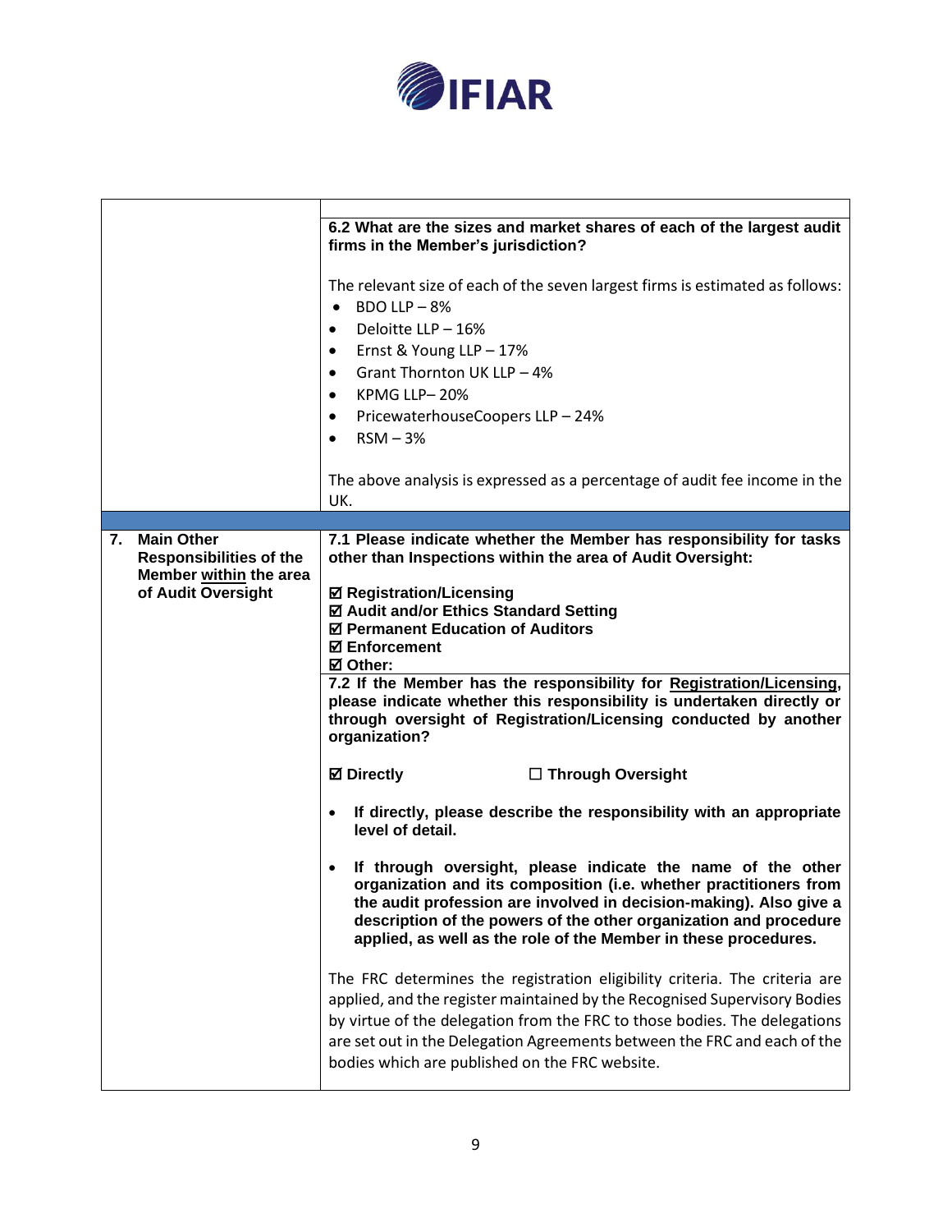| | |
|---|---|
| | **6.2 What are the sizes and market shares of each of the largest audit firms in the Member's jurisdiction?**<br><br>The relevant size of each of the seven largest firms is estimated as follows:<br>• BDO LLP – 8%<br>• Deloitte LLP – 16%<br>• Ernst & Young LLP – 17%<br>• Grant Thornton UK LLP – 4%<br>• KPMG LLP– 20%<br>• PricewaterhouseCoopers LLP – 24%<br>• RSM – 3%<br><br>The above analysis is expressed as a percentage of audit fee income in the UK. |
| | |
| **7. Main Other Responsibilities of the Member within the area of Audit Oversight** | **7.1 Please indicate whether the Member has responsibility for tasks other than Inspections within the area of Audit Oversight:**<br><br>**☑ Registration/Licensing**<br>**☑ Audit and/or Ethics Standard Setting**<br>**☑ Permanent Education of Auditors**<br>**☑ Enforcement**<br>**☑ Other:** |
| | **7.2 If the Member has the responsibility for Registration/Licensing, please indicate whether this responsibility is undertaken directly or through oversight of Registration/Licensing conducted by another organization?**<br><br>**☑ Directly** **☐ Through Oversight**<br><br>• **If directly, please describe the responsibility with an appropriate level of detail.**<br><br>• **If through oversight, please indicate the name of the other organization and its composition (i.e. whether practitioners from the audit profession are involved in decision-making). Also give a description of the powers of the other organization and procedure applied, as well as the role of the Member in these procedures.**<br><br>The FRC determines the registration eligibility criteria. The criteria are applied, and the register maintained by the Recognised Supervisory Bodies by virtue of the delegation from the FRC to those bodies. The delegations are set out in the Delegation Agreements between the FRC and each of the bodies which are published on the FRC website. |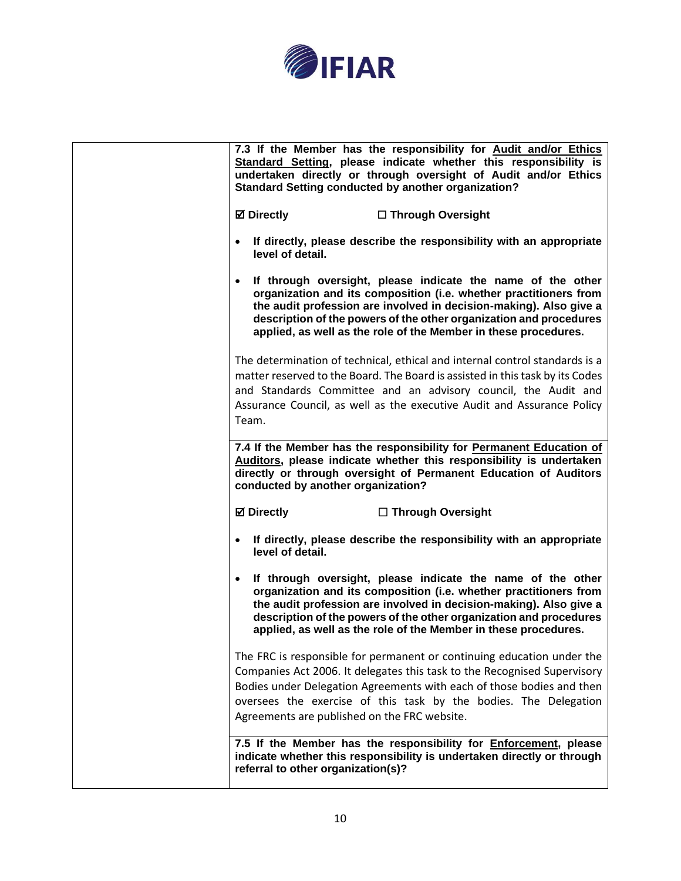| | **7.3 If the Member has the responsibility for <u>Audit and/or Ethics Standard Setting</u>, please indicate whether this responsibility is undertaken directly or through oversight of Audit and/or Ethics Standard Setting conducted by another organization?**<br><br>**☑ Directly** **☐ Through Oversight**<br><br>• **If directly, please describe the responsibility with an appropriate level of detail.**<br><br>• **If through oversight, please indicate the name of the other organization and its composition (i.e. whether practitioners from the audit profession are involved in decision-making). Also give a description of the powers of the other organization and procedures applied, as well as the role of the Member in these procedures.**<br><br>The determination of technical, ethical and internal control standards is a matter reserved to the Board. The Board is assisted in this task by its Codes and Standards Committee and an advisory council, the Audit and Assurance Council, as well as the executive Audit and Assurance Policy Team. |
|---|---|
| | **7.4 If the Member has the responsibility for <u>Permanent Education of Auditors</u>, please indicate whether this responsibility is undertaken directly or through oversight of Permanent Education of Auditors conducted by another organization?**<br><br>**☑ Directly** **☐ Through Oversight**<br><br>• **If directly, please describe the responsibility with an appropriate level of detail.**<br><br>• **If through oversight, please indicate the name of the other organization and its composition (i.e. whether practitioners from the audit profession are involved in decision-making). Also give a description of the powers of the other organization and procedures applied, as well as the role of the Member in these procedures.**<br><br>The FRC is responsible for permanent or continuing education under the Companies Act 2006. It delegates this task to the Recognised Supervisory Bodies under Delegation Agreements with each of those bodies and then oversees the exercise of this task by the bodies. The Delegation Agreements are published on the FRC website. |
| | **7.5 If the Member has the responsibility for <u>Enforcement</u>, please indicate whether this responsibility is undertaken directly or through referral to other organization(s)?** |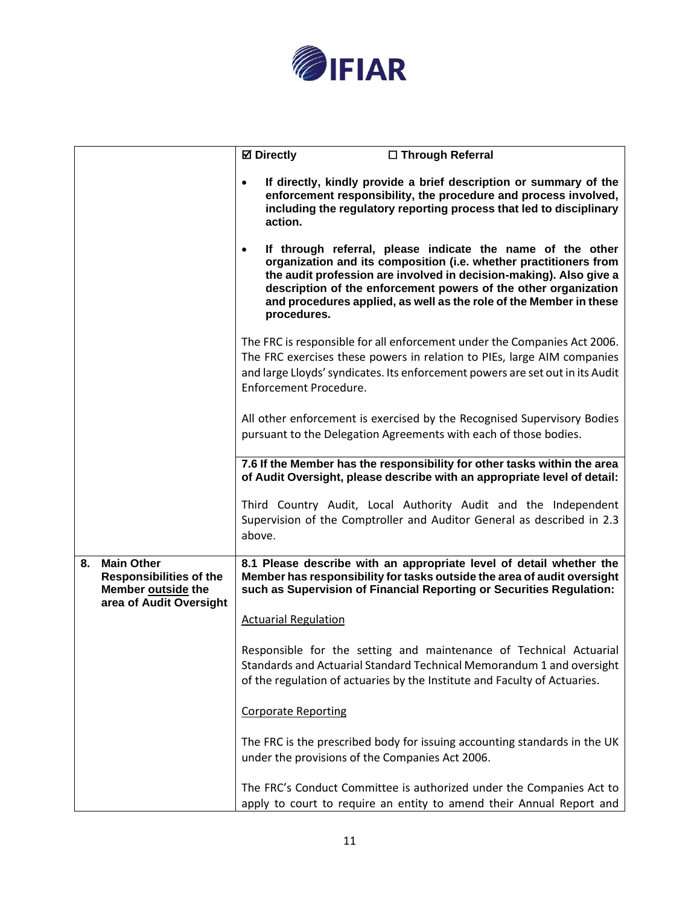| | |
|---|---|
| | ☑ **Directly** ☐ **Through Referral** <br><br> • **If directly, kindly provide a brief description or summary of the enforcement responsibility, the procedure and process involved, including the regulatory reporting process that led to disciplinary action.** <br><br> • **If through referral, please indicate the name of the other organization and its composition (i.e. whether practitioners from the audit profession are involved in decision-making). Also give a description of the enforcement powers of the other organization and procedures applied, as well as the role of the Member in these procedures.** <br><br> The FRC is responsible for all enforcement under the Companies Act 2006. The FRC exercises these powers in relation to PIEs, large AIM companies and large Lloyds' syndicates. Its enforcement powers are set out in its Audit Enforcement Procedure. <br><br> All other enforcement is exercised by the Recognised Supervisory Bodies pursuant to the Delegation Agreements with each of those bodies. |
| | **7.6 If the Member has the responsibility for other tasks within the area of Audit Oversight, please describe with an appropriate level of detail:** <br><br> Third Country Audit, Local Authority Audit and the Independent Supervision of the Comptroller and Auditor General as described in 2.3 above. |
| **8. Main Other Responsibilities of the Member <u>outside</u> the area of Audit Oversight** | **8.1 Please describe with an appropriate level of detail whether the Member has responsibility for tasks outside the area of audit oversight such as Supervision of Financial Reporting or Securities Regulation:** <br><br> <u>Actuarial Regulation</u> <br><br> Responsible for the setting and maintenance of Technical Actuarial Standards and Actuarial Standard Technical Memorandum 1 and oversight of the regulation of actuaries by the Institute and Faculty of Actuaries. <br><br> <u>Corporate Reporting</u> <br><br> The FRC is the prescribed body for issuing accounting standards in the UK under the provisions of the Companies Act 2006. <br><br> The FRC's Conduct Committee is authorized under the Companies Act to apply to court to require an entity to amend their Annual Report and |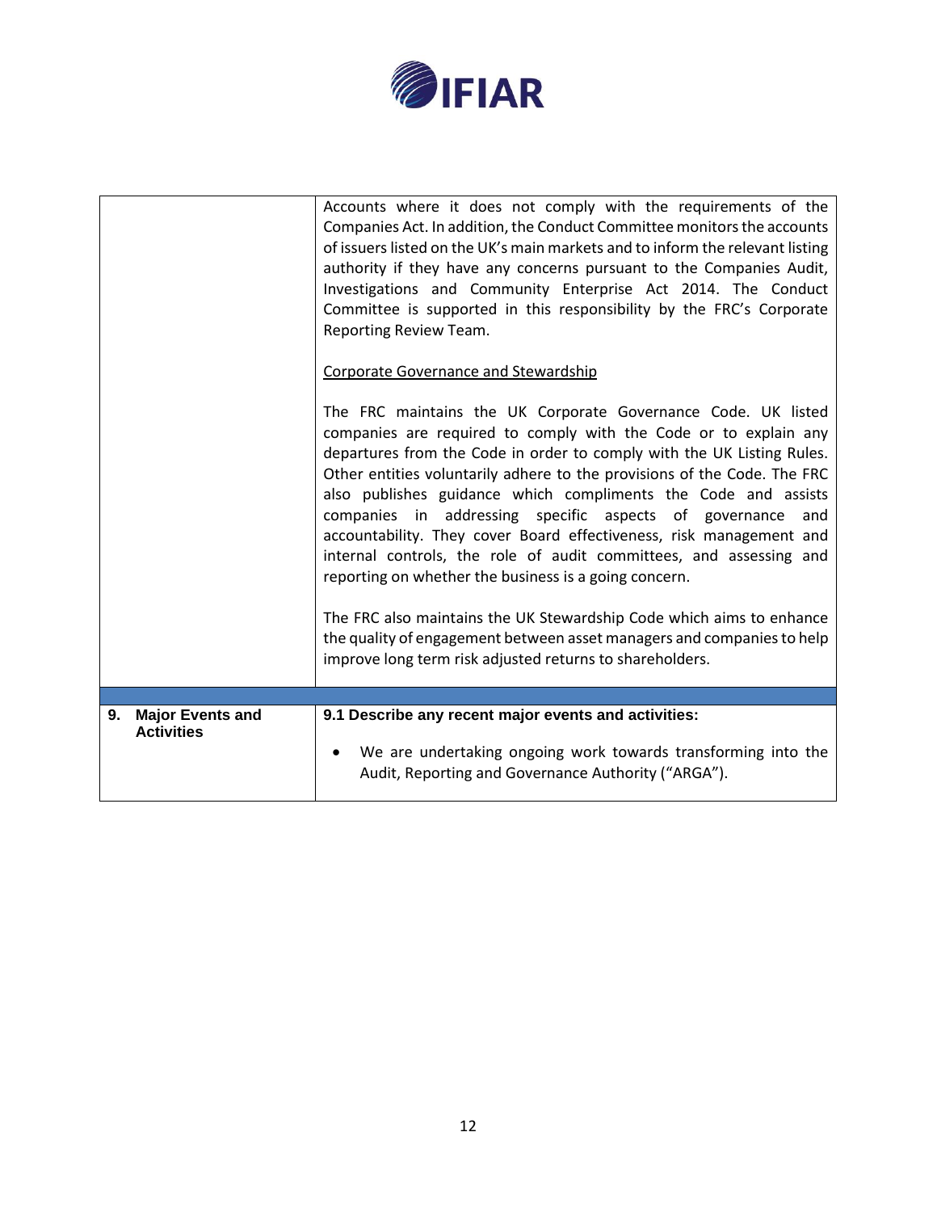| | |
|---|---|
| | Accounts where it does not comply with the requirements of the Companies Act. In addition, the Conduct Committee monitors the accounts of issuers listed on the UK's main markets and to inform the relevant listing authority if they have any concerns pursuant to the Companies Audit, Investigations and Community Enterprise Act 2014. The Conduct Committee is supported in this responsibility by the FRC's Corporate Reporting Review Team.<br><br><u>Corporate Governance and Stewardship</u><br><br>The FRC maintains the UK Corporate Governance Code. UK listed companies are required to comply with the Code or to explain any departures from the Code in order to comply with the UK Listing Rules. Other entities voluntarily adhere to the provisions of the Code. The FRC also publishes guidance which compliments the Code and assists companies in addressing specific aspects of governance and accountability. They cover Board effectiveness, risk management and internal controls, the role of audit committees, and assessing and reporting on whether the business is a going concern.<br><br>The FRC also maintains the UK Stewardship Code which aims to enhance the quality of engagement between asset managers and companies to help improve long term risk adjusted returns to shareholders. |
| | |
| **9. Major Events and Activities** | **9.1 Describe any recent major events and activities:**<br><br>• We are undertaking ongoing work towards transforming into the Audit, Reporting and Governance Authority ("ARGA"). |